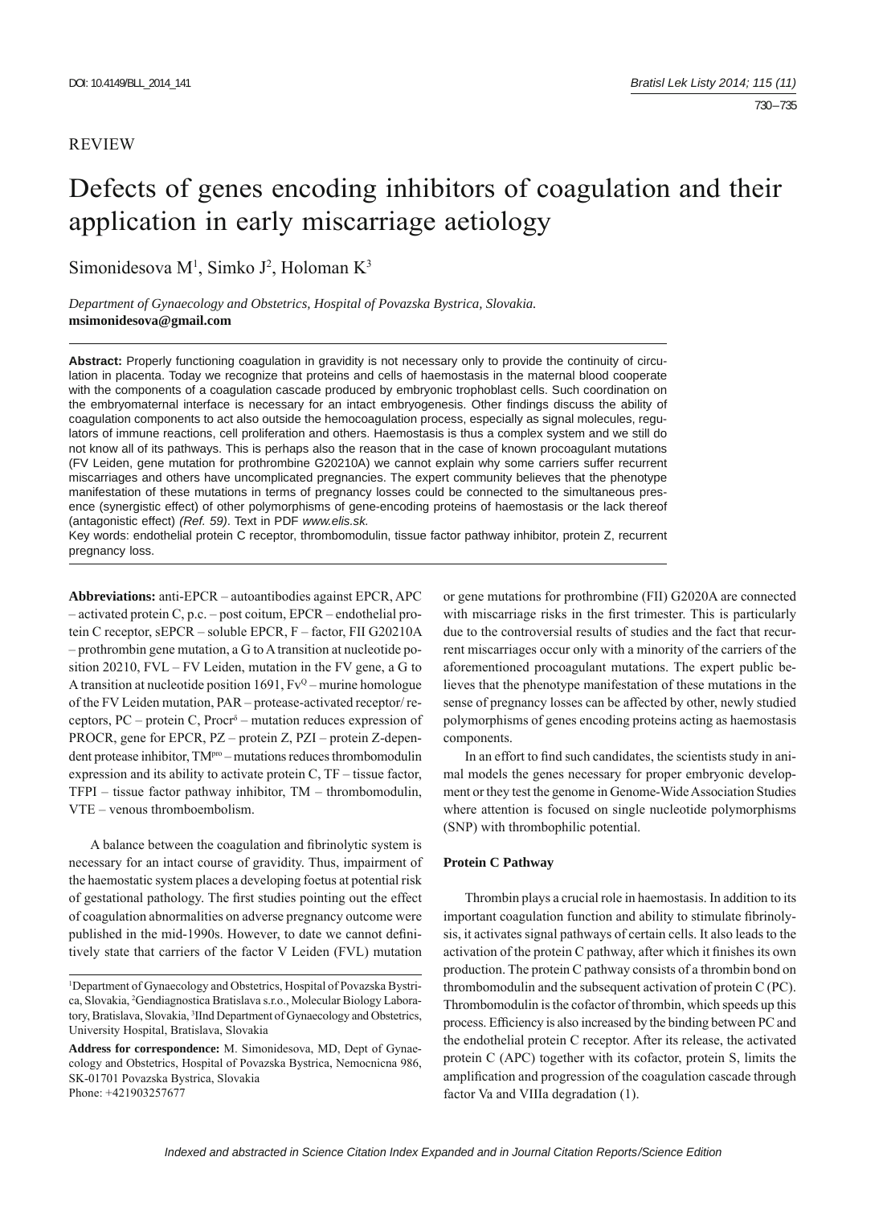REVIEW

# Defects of genes encoding inhibitors of coagulation and their application in early miscarriage aetiology

Simonidesova M[1], Simko J[2], Holoman K[3]

*Department of Gynaecology and Obstetrics, Hospital of Povazska Bystrica, Slovakia.*
**msimonidesova@gmail.com**

**Abstract:** Properly functioning coagulation in gravidity is not necessary only to provide the continuity of circulation in placenta. Today we recognize that proteins and cells of haemostasis in the maternal blood cooperate with the components of a coagulation cascade produced by embryonic trophoblast cells. Such coordination on the embryomaternal interface is necessary for an intact embryogenesis. Other findings discuss the ability of coagulation components to act also outside the hemocoagulation process, especially as signal molecules, regulators of immune reactions, cell proliferation and others. Haemostasis is thus a complex system and we still do not know all of its pathways. This is perhaps also the reason that in the case of known procoagulant mutations (FV Leiden, gene mutation for prothrombine G20210A) we cannot explain why some carriers suffer recurrent miscarriages and others have uncomplicated pregnancies. The expert community believes that the phenotype manifestation of these mutations in terms of pregnancy losses could be connected to the simultaneous presence (synergistic effect) of other polymorphisms of gene-encoding proteins of haemostasis or the lack thereof (antagonistic effect) *(Ref. 59)*. Text in PDF *www.elis.sk.*

Key words: endothelial protein C receptor, thrombomodulin, tissue factor pathway inhibitor, protein Z, recurrent pregnancy loss.

**Abbreviations:** anti-EPCR – autoantibodies against EPCR, APC – activated protein C, p.c. – post coitum, EPCR – endothelial protein C receptor, sEPCR – soluble EPCR, F – factor, FII G20210A – prothrombin gene mutation, a G to A transition at nucleotide position 20210, FVL – FV Leiden, mutation in the FV gene, a G to A transition at nucleotide position 1691, $Fv^{Q}$ – murine homologue of the FV Leiden mutation, PAR – protease-activated receptor/ receptors, PC – protein C, $Procr^{\delta}$ – mutation reduces expression of PROCR, gene for EPCR, PZ – protein Z, PZI – protein Z-dependent protease inhibitor, $TM^{pro}$ – mutations reduces thrombomodulin expression and its ability to activate protein C, TF – tissue factor, TFPI – tissue factor pathway inhibitor, TM – thrombomodulin, VTE – venous thromboembolism.

A balance between the coagulation and fibrinolytic system is necessary for an intact course of gravidity. Thus, impairment of the haemostatic system places a developing foetus at potential risk of gestational pathology. The first studies pointing out the effect of coagulation abnormalities on adverse pregnancy outcome were published in the mid-1990s. However, to date we cannot definitively state that carriers of the factor V Leiden (FVL) mutation or gene mutations for prothrombine (FII) G2020A are connected with miscarriage risks in the first trimester. This is particularly due to the controversial results of studies and the fact that recurrent miscarriages occur only with a minority of the carriers of the aforementioned procoagulant mutations. The expert public believes that the phenotype manifestation of these mutations in the sense of pregnancy losses can be affected by other, newly studied polymorphisms of genes encoding proteins acting as haemostasis components.

In an effort to find such candidates, the scientists study in animal models the genes necessary for proper embryonic development or they test the genome in Genome-Wide Association Studies where attention is focused on single nucleotide polymorphisms (SNP) with thrombophilic potential.

### Protein C Pathway

Thrombin plays a crucial role in haemostasis. In addition to its important coagulation function and ability to stimulate fibrinolysis, it activates signal pathways of certain cells. It also leads to the activation of the protein C pathway, after which it finishes its own production. The protein C pathway consists of a thrombin bond on thrombomodulin and the subsequent activation of protein C (PC). Thrombomodulin is the cofactor of thrombin, which speeds up this process. Efficiency is also increased by the binding between PC and the endothelial protein C receptor. After its release, the activated protein C (APC) together with its cofactor, protein S, limits the amplification and progression of the coagulation cascade through factor Va and VIIIa degradation (1).

---

[1]Department of Gynaecology and Obstetrics, Hospital of Povazska Bystrica, Slovakia, [2]Gendiagnostica Bratislava s.r.o., Molecular Biology Laboratory, Bratislava, Slovakia, [3]IInd Department of Gynaecology and Obstetrics, University Hospital, Bratislava, Slovakia

**Address for correspondence:** M. Simonidesova, MD, Dept of Gynaecology and Obstetrics, Hospital of Povazska Bystrica, Nemocnicna 986, SK-01701 Povazska Bystrica, Slovakia
Phone: +421903257677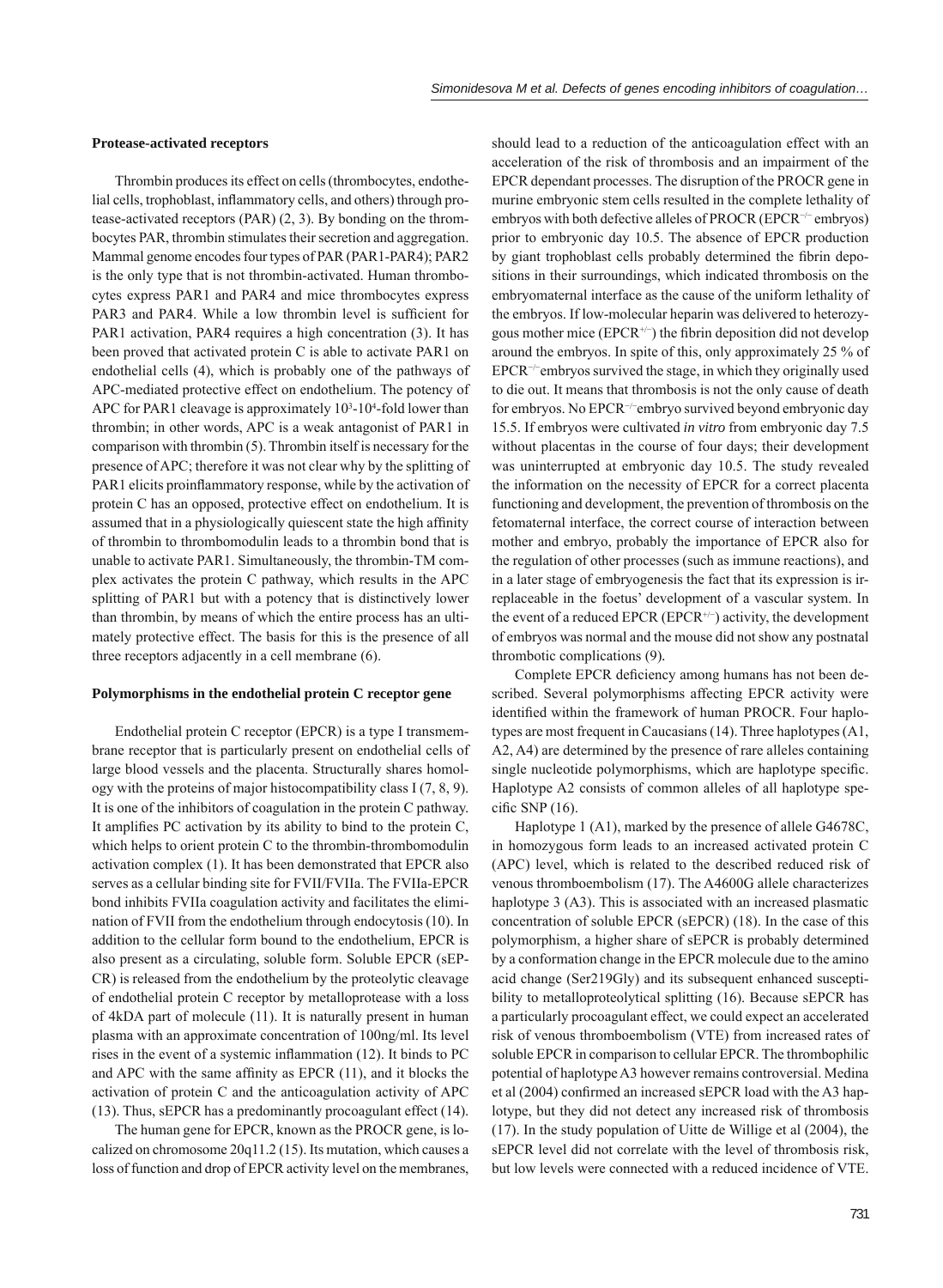### Protease-activated receptors

Thrombin produces its effect on cells (thrombocytes, endothelial cells, trophoblast, inflammatory cells, and others) through protease-activated receptors (PAR) (2, 3). By bonding on the thrombocytes PAR, thrombin stimulates their secretion and aggregation. Mammal genome encodes four types of PAR (PAR1-PAR4); PAR2 is the only type that is not thrombin-activated. Human thrombocytes express PAR1 and PAR4 and mice thrombocytes express PAR3 and PAR4. While a low thrombin level is sufficient for PAR1 activation, PAR4 requires a high concentration (3). It has been proved that activated protein C is able to activate PAR1 on endothelial cells (4), which is probably one of the pathways of APC-mediated protective effect on endothelium. The potency of APC for PAR1 cleavage is approximately $10^3$-$10^4$-fold lower than thrombin; in other words, APC is a weak antagonist of PAR1 in comparison with thrombin (5). Thrombin itself is necessary for the presence of APC; therefore it was not clear why by the splitting of PAR1 elicits proinflammatory response, while by the activation of protein C has an opposed, protective effect on endothelium. It is assumed that in a physiologically quiescent state the high affinity of thrombin to thrombomodulin leads to a thrombin bond that is unable to activate PAR1. Simultaneously, the thrombin-TM complex activates the protein C pathway, which results in the APC splitting of PAR1 but with a potency that is distinctively lower than thrombin, by means of which the entire process has an ultimately protective effect. The basis for this is the presence of all three receptors adjacently in a cell membrane (6).

### Polymorphisms in the endothelial protein C receptor gene

Endothelial protein C receptor (EPCR) is a type I transmembrane receptor that is particularly present on endothelial cells of large blood vessels and the placenta. Structurally shares homology with the proteins of major histocompatibility class I (7, 8, 9). It is one of the inhibitors of coagulation in the protein C pathway. It amplifies PC activation by its ability to bind to the protein C, which helps to orient protein C to the thrombin-thrombomodulin activation complex (1). It has been demonstrated that EPCR also serves as a cellular binding site for FVII/FVIIa. The FVIIa-EPCR bond inhibits FVIIa coagulation activity and facilitates the elimination of FVII from the endothelium through endocytosis (10). In addition to the cellular form bound to the endothelium, EPCR is also present as a circulating, soluble form. Soluble EPCR (sEPCR) is released from the endothelium by the proteolytic cleavage of endothelial protein C receptor by metalloprotease with a loss of 4kDA part of molecule (11). It is naturally present in human plasma with an approximate concentration of 100ng/ml. Its level rises in the event of a systemic inflammation (12). It binds to PC and APC with the same affinity as EPCR (11), and it blocks the activation of protein C and the anticoagulation activity of APC (13). Thus, sEPCR has a predominantly procoagulant effect (14).

The human gene for EPCR, known as the PROCR gene, is localized on chromosome 20q11.2 (15). Its mutation, which causes a loss of function and drop of EPCR activity level on the membranes, should lead to a reduction of the anticoagulation effect with an acceleration of the risk of thrombosis and an impairment of the EPCR dependant processes. The disruption of the PROCR gene in murine embryonic stem cells resulted in the complete lethality of embryos with both defective alleles of PROCR ($EPCR^{-/-}$ embryos) prior to embryonic day 10.5. The absence of EPCR production by giant trophoblast cells probably determined the fibrin depositions in their surroundings, which indicated thrombosis on the embryomaternal interface as the cause of the uniform lethality of the embryos. If low-molecular heparin was delivered to heterozygous mother mice ($EPCR^{+/-}$) the fibrin deposition did not develop around the embryos. In spite of this, only approximately 25 % of $EPCR^{-/-}$ embryos survived the stage, in which they originally used to die out. It means that thrombosis is not the only cause of death for embryos. No $EPCR^{-/-}$ embryo survived beyond embryonic day 15.5. If embryos were cultivated *in vitro* from embryonic day 7.5 without placentas in the course of four days; their development was uninterrupted at embryonic day 10.5. The study revealed the information on the necessity of EPCR for a correct placenta functioning and development, the prevention of thrombosis on the fetomaternal interface, the correct course of interaction between mother and embryo, probably the importance of EPCR also for the regulation of other processes (such as immune reactions), and in a later stage of embryogenesis the fact that its expression is irreplaceable in the foetus' development of a vascular system. In the event of a reduced EPCR ($EPCR^{+/-}$) activity, the development of embryos was normal and the mouse did not show any postnatal thrombotic complications (9).

Complete EPCR deficiency among humans has not been described. Several polymorphisms affecting EPCR activity were identified within the framework of human PROCR. Four haplotypes are most frequent in Caucasians (14). Three haplotypes (A1, A2, A4) are determined by the presence of rare alleles containing single nucleotide polymorphisms, which are haplotype specific. Haplotype A2 consists of common alleles of all haplotype specific SNP (16).

Haplotype 1 (A1), marked by the presence of allele G4678C, in homozygous form leads to an increased activated protein C (APC) level, which is related to the described reduced risk of venous thromboembolism (17). The A4600G allele characterizes haplotype 3 (A3). This is associated with an increased plasmatic concentration of soluble EPCR (sEPCR) (18). In the case of this polymorphism, a higher share of sEPCR is probably determined by a conformation change in the EPCR molecule due to the amino acid change (Ser219Gly) and its subsequent enhanced susceptibility to metalloproteolytical splitting (16). Because sEPCR has a particularly procoagulant effect, we could expect an accelerated risk of venous thromboembolism (VTE) from increased rates of soluble EPCR in comparison to cellular EPCR. The thrombophilic potential of haplotype A3 however remains controversial. Medina et al (2004) confirmed an increased sEPCR load with the A3 haplotype, but they did not detect any increased risk of thrombosis (17). In the study population of Uitte de Willige et al (2004), the sEPCR level did not correlate with the level of thrombosis risk, but low levels were connected with a reduced incidence of VTE.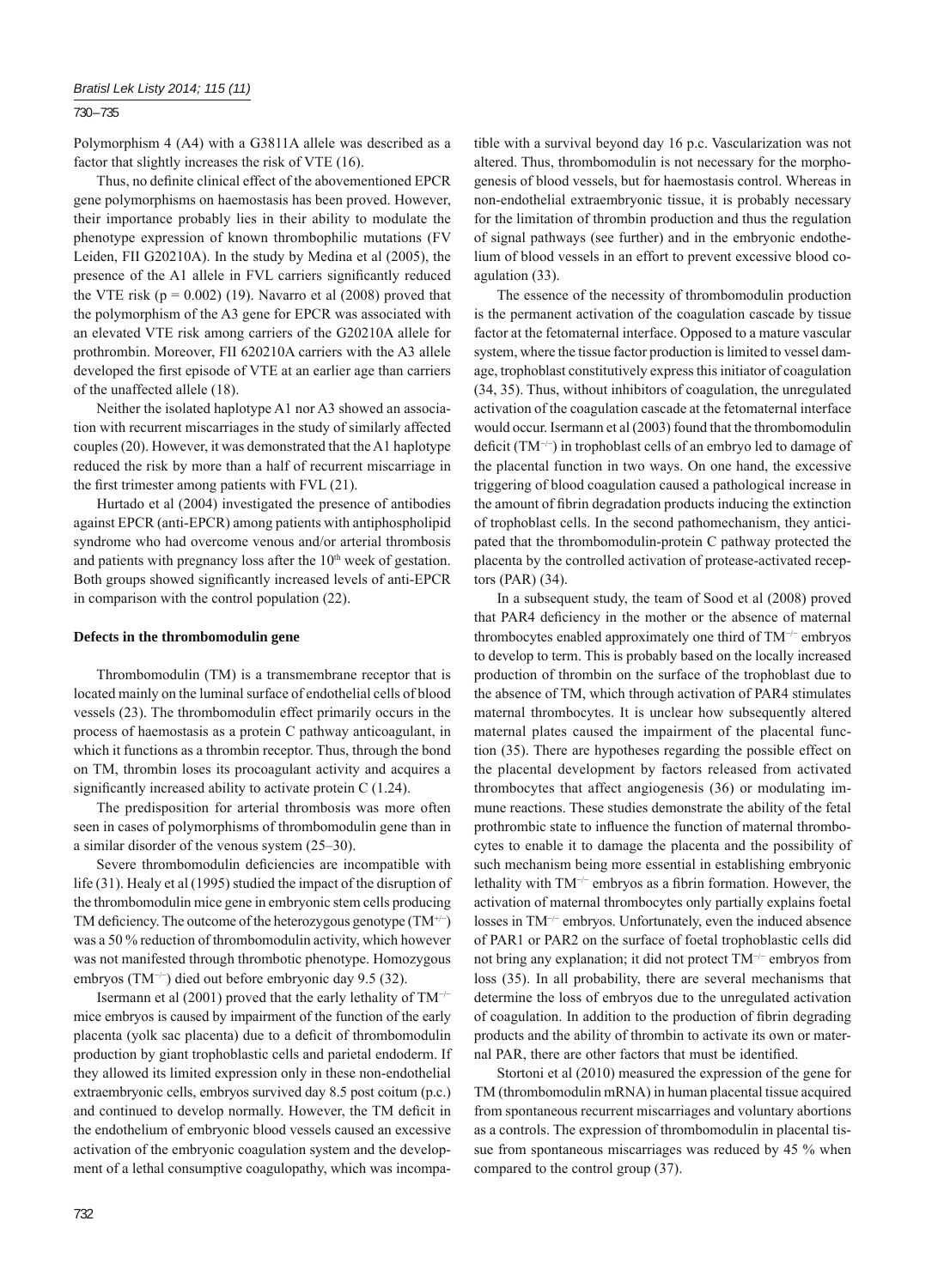Polymorphism 4 (A4) with a G3811A allele was described as a factor that slightly increases the risk of VTE (16).

Thus, no definite clinical effect of the abovementioned EPCR gene polymorphisms on haemostasis has been proved. However, their importance probably lies in their ability to modulate the phenotype expression of known thrombophilic mutations (FV Leiden, FII G20210A). In the study by Medina et al (2005), the presence of the A1 allele in FVL carriers significantly reduced the VTE risk ($p = 0.002$) (19). Navarro et al (2008) proved that the polymorphism of the A3 gene for EPCR was associated with an elevated VTE risk among carriers of the G20210A allele for prothrombin. Moreover, FII 620210A carriers with the A3 allele developed the first episode of VTE at an earlier age than carriers of the unaffected allele (18).

Neither the isolated haplotype A1 nor A3 showed an association with recurrent miscarriages in the study of similarly affected couples (20). However, it was demonstrated that the A1 haplotype reduced the risk by more than a half of recurrent miscarriage in the first trimester among patients with FVL (21).

Hurtado et al (2004) investigated the presence of antibodies against EPCR (anti-EPCR) among patients with antiphospholipid syndrome who had overcome venous and/or arterial thrombosis and patients with pregnancy loss after the $10^{th}$ week of gestation. Both groups showed significantly increased levels of anti-EPCR in comparison with the control population (22).

**Defects in the thrombomodulin gene**

Thrombomodulin (TM) is a transmembrane receptor that is located mainly on the luminal surface of endothelial cells of blood vessels (23). The thrombomodulin effect primarily occurs in the process of haemostasis as a protein C pathway anticoagulant, in which it functions as a thrombin receptor. Thus, through the bond on TM, thrombin loses its procoagulant activity and acquires a significantly increased ability to activate protein C (1.24).

The predisposition for arterial thrombosis was more often seen in cases of polymorphisms of thrombomodulin gene than in a similar disorder of the venous system (25–30).

Severe thrombomodulin deficiencies are incompatible with life (31). Healy et al (1995) studied the impact of the disruption of the thrombomodulin mice gene in embryonic stem cells producing TM deficiency. The outcome of the heterozygous genotype ($TM^{+/-}$) was a 50 % reduction of thrombomodulin activity, which however was not manifested through thrombotic phenotype. Homozygous embryos ($TM^{-/-}$) died out before embryonic day 9.5 (32).

Isermann et al (2001) proved that the early lethality of $TM^{-/-}$ mice embryos is caused by impairment of the function of the early placenta (yolk sac placenta) due to a deficit of thrombomodulin production by giant trophoblastic cells and parietal endoderm. If they allowed its limited expression only in these non-endothelial extraembryonic cells, embryos survived day 8.5 post coitum (p.c.) and continued to develop normally. However, the TM deficit in the endothelium of embryonic blood vessels caused an excessive activation of the embryonic coagulation system and the development of a lethal consumptive coagulopathy, which was incompatible with a survival beyond day 16 p.c. Vascularization was not altered. Thus, thrombomodulin is not necessary for the morphogenesis of blood vessels, but for haemostasis control. Whereas in non-endothelial extraembryonic tissue, it is probably necessary for the limitation of thrombin production and thus the regulation of signal pathways (see further) and in the embryonic endothelium of blood vessels in an effort to prevent excessive blood coagulation (33).

The essence of the necessity of thrombomodulin production is the permanent activation of the coagulation cascade by tissue factor at the fetomaternal interface. Opposed to a mature vascular system, where the tissue factor production is limited to vessel damage, trophoblast constitutively express this initiator of coagulation (34, 35). Thus, without inhibitors of coagulation, the unregulated activation of the coagulation cascade at the fetomaternal interface would occur. Isermann et al (2003) found that the thrombomodulin deficit ($TM^{-/-}$) in trophoblast cells of an embryo led to damage of the placental function in two ways. On one hand, the excessive triggering of blood coagulation caused a pathological increase in the amount of fibrin degradation products inducing the extinction of trophoblast cells. In the second pathomechanism, they anticipated that the thrombomodulin-protein C pathway protected the placenta by the controlled activation of protease-activated receptors (PAR) (34).

In a subsequent study, the team of Sood et al (2008) proved that PAR4 deficiency in the mother or the absence of maternal thrombocytes enabled approximately one third of $TM^{-/-}$ embryos to develop to term. This is probably based on the locally increased production of thrombin on the surface of the trophoblast due to the absence of TM, which through activation of PAR4 stimulates maternal thrombocytes. It is unclear how subsequently altered maternal plates caused the impairment of the placental function (35). There are hypotheses regarding the possible effect on the placental development by factors released from activated thrombocytes that affect angiogenesis (36) or modulating immune reactions. These studies demonstrate the ability of the fetal prothrombic state to influence the function of maternal thrombocytes to enable it to damage the placenta and the possibility of such mechanism being more essential in establishing embryonic lethality with $TM^{-/-}$ embryos as a fibrin formation. However, the activation of maternal thrombocytes only partially explains foetal losses in $TM^{-/-}$ embryos. Unfortunately, even the induced absence of PAR1 or PAR2 on the surface of foetal trophoblastic cells did not bring any explanation; it did not protect $TM^{-/-}$ embryos from loss (35). In all probability, there are several mechanisms that determine the loss of embryos due to the unregulated activation of coagulation. In addition to the production of fibrin degrading products and the ability of thrombin to activate its own or maternal PAR, there are other factors that must be identified.

Stortoni et al (2010) measured the expression of the gene for TM (thrombomodulin mRNA) in human placental tissue acquired from spontaneous recurrent miscarriages and voluntary abortions as a controls. The expression of thrombomodulin in placental tissue from spontaneous miscarriages was reduced by 45 % when compared to the control group (37).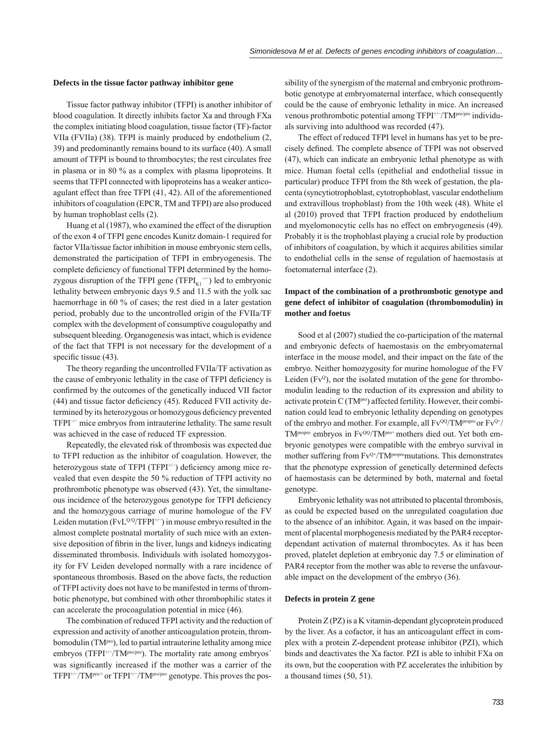### Defects in the tissue factor pathway inhibitor gene

Tissue factor pathway inhibitor (TFPI) is another inhibitor of blood coagulation. It directly inhibits factor Xa and through FXa the complex initiating blood coagulation, tissue factor (TF)-factor VIIa (FVIIa) (38). TFPI is mainly produced by endothelium (2, 39) and predominantly remains bound to its surface (40). A small amount of TFPI is bound to thrombocytes; the rest circulates free in plasma or in 80 % as a complex with plasma lipoproteins. It seems that TFPI connected with lipoproteins has a weaker anticoagulant effect than free TFPI (41, 42). All of the aforementioned inhibitors of coagulation (EPCR, TM and TFPI) are also produced by human trophoblast cells (2).

Huang et al (1987), who examined the effect of the disruption of the exon 4 of TFPI gene encodes Kunitz domain-1 required for factor VIIa/tissue factor inhibition in mouse embryonic stem cells, demonstrated the participation of TFPI in embryogenesis. The complete deficiency of functional TFPI determined by the homozygous disruption of the TFPI gene ($TFPI_{K1}^{-/-}$) led to embryonic lethality between embryonic days 9.5 and 11.5 with the yolk sac haemorrhage in 60 % of cases; the rest died in a later gestation period, probably due to the uncontrolled origin of the FVIIa/TF complex with the development of consumptive coagulopathy and subsequent bleeding. Organogenesis was intact, which is evidence of the fact that TFPI is not necessary for the development of a specific tissue (43).

The theory regarding the uncontrolled FVIIa/TF activation as the cause of embryonic lethality in the case of TFPI deficiency is confirmed by the outcomes of the genetically induced VII factor (44) and tissue factor deficiency (45). Reduced FVII activity determined by its heterozygous or homozygous deficiency prevented $TFPI^{-/-}$ mice embryos from intrauterine lethality. The same result was achieved in the case of reduced TF expression.

Repeatedly, the elevated risk of thrombosis was expected due to TFPI reduction as the inhibitor of coagulation. However, the heterozygous state of TFPI ($TFPI^{+/-}$) deficiency among mice revealed that even despite the 50 % reduction of TFPI activity no prothrombotic phenotype was observed (43). Yet, the simultaneous incidence of the heterozygous genotype for TFPI deficiency and the homozygous carriage of murine homologue of the FV Leiden mutation ($FvL^{Q/Q}/TFPI^{+/-}$) in mouse embryo resulted in the almost complete postnatal mortality of such mice with an extensive deposition of fibrin in the liver, lungs and kidneys indicating disseminated thrombosis. Individuals with isolated homozygosity for FV Leiden developed normally with a rare incidence of spontaneous thrombosis. Based on the above facts, the reduction of TFPI activity does not have to be manifested in terms of thrombotic phenotype, but combined with other thrombophilic states it can accelerate the procoagulation potential in mice (46).

The combination of reduced TFPI activity and the reduction of expression and activity of another anticoagulation protein, thrombomodulin ($TM^{pro}$), led to partial intrauterine lethality among mice embryos ($TFPI^{+/-}/TM^{pro/pro}$). The mortality rate among embryos´ was significantly increased if the mother was a carrier of the $TFPI^{+/-}/TM^{pro/+}$ or $TFPI^{+/-}/TM^{pro/pro}$ genotype. This proves the possibility of the synergism of the maternal and embryonic prothrombotic genotype at embryomaternal interface, which consequently could be the cause of embryonic lethality in mice. An increased venous prothrombotic potential among $TFPI^{+/-}/TM^{pro/pro}$ individuals surviving into adulthood was recorded (47).

The effect of reduced TFPI level in humans has yet to be precisely defined. The complete absence of TFPI was not observed (47), which can indicate an embryonic lethal phenotype as with mice. Human foetal cells (epithelial and endothelial tissue in particular) produce TFPI from the 8th week of gestation, the placenta (syncytiotrophoblast, cytotrophoblast, vascular endothelium and extravillous trophoblast) from the 10th week (48). White el al (2010) proved that TFPI fraction produced by endothelium and myelomonocytic cells has no effect on embryogenesis (49). Probably it is the trophoblast playing a crucial role by production of inhibitors of coagulation, by which it acquires abilities similar to endothelial cells in the sense of regulation of haemostasis at foetomaternal interface (2).

### Impact of the combination of a prothrombotic genotype and gene defect of inhibitor of coagulation (thrombomodulin) in mother and foetus

Sood et al (2007) studied the co-participation of the maternal and embryonic defects of haemostasis on the embryomaternal interface in the mouse model, and their impact on the fate of the embryo. Neither homozygosity for murine homologue of the FV Leiden ($Fv^{Q}$), nor the isolated mutation of the gene for thrombomodulin leading to the reduction of its expression and ability to activate protein C ($TM^{pro}$) affected fertility. However, their combination could lead to embryonic lethality depending on genotypes of the embryo and mother. For example, all $Fv^{QQ}/TM^{propro}$ or $Fv^{Q+}/TM^{propro}$ embryos in $Fv^{QQ}/TM^{pro+}$ mothers died out. Yet both embryonic genotypes were compatible with the embryo survival in mother suffering from $Fv^{Q+}/TM^{propro}$mutations. This demonstrates that the phenotype expression of genetically determined defects of haemostasis can be determined by both, maternal and foetal genotype.

Embryonic lethality was not attributed to placental thrombosis, as could be expected based on the unregulated coagulation due to the absence of an inhibitor. Again, it was based on the impairment of placental morphogenesis mediated by the PAR4 receptor-dependant activation of maternal thrombocytes. As it has been proved, platelet depletion at embryonic day 7.5 or elimination of PAR4 receptor from the mother was able to reverse the unfavourable impact on the development of the embryo (36).

### Defects in protein Z gene

Protein Z (PZ) is a K vitamin-dependant glycoprotein produced by the liver. As a cofactor, it has an anticoagulant effect in complex with a protein Z-dependent protease inhibitor (PZI), which binds and deactivates the Xa factor. PZI is able to inhibit FXa on its own, but the cooperation with PZ accelerates the inhibition by a thousand times (50, 51).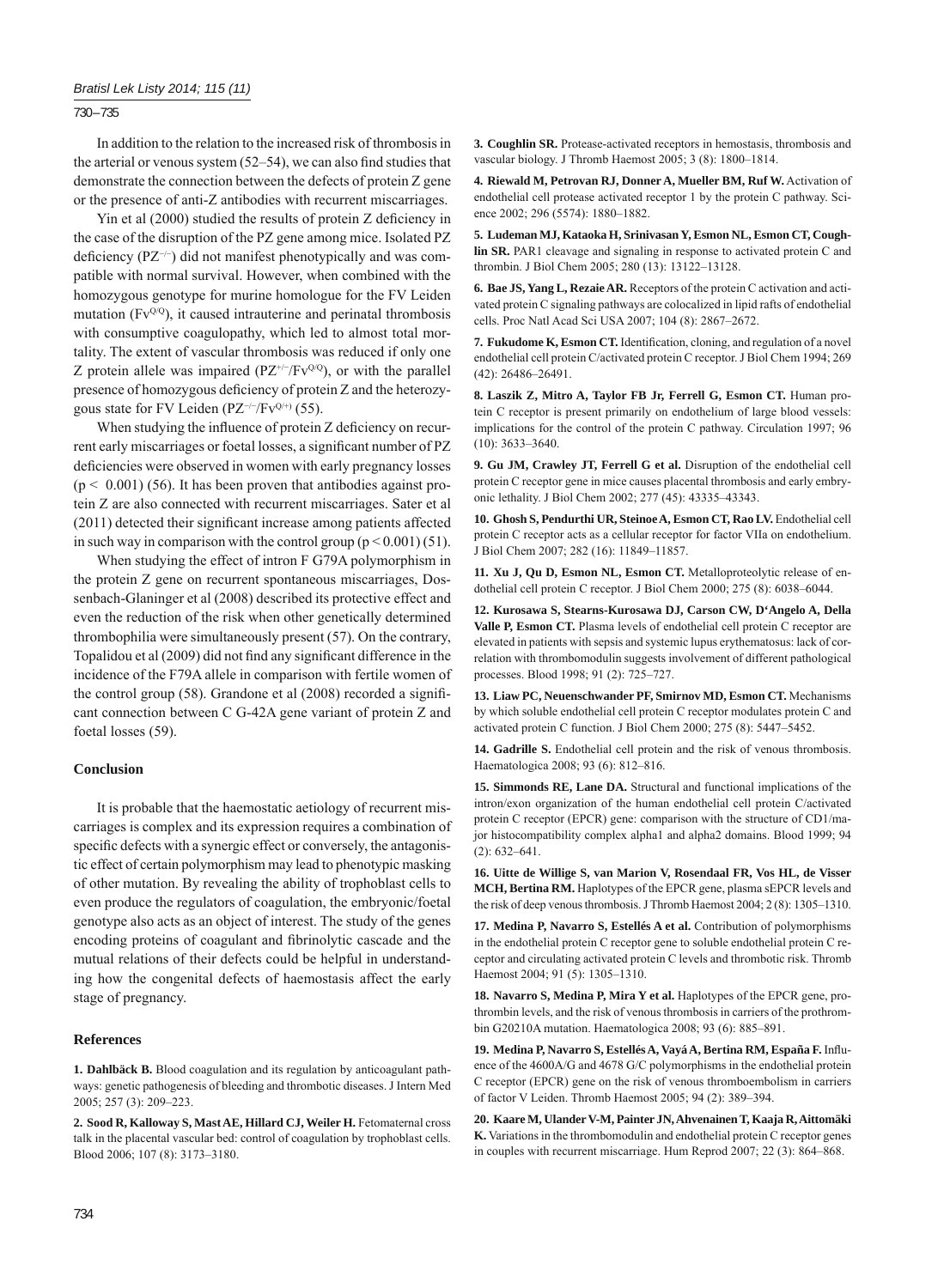In addition to the relation to the increased risk of thrombosis in the arterial or venous system (52–54), we can also find studies that demonstrate the connection between the defects of protein Z gene or the presence of anti-Z antibodies with recurrent miscarriages.

Yin et al (2000) studied the results of protein Z deficiency in the case of the disruption of the PZ gene among mice. Isolated PZ deficiency ($PZ^{-/-}$) did not manifest phenotypically and was compatible with normal survival. However, when combined with the homozygous genotype for murine homologue for the FV Leiden mutation ($Fv^{Q/Q}$), it caused intrauterine and perinatal thrombosis with consumptive coagulopathy, which led to almost total mortality. The extent of vascular thrombosis was reduced if only one Z protein allele was impaired ($PZ^{+/-}/Fv^{Q/Q}$), or with the parallel presence of homozygous deficiency of protein Z and the heterozygous state for FV Leiden ($PZ^{-/-}/Fv^{Q/+}$) (55).

When studying the influence of protein Z deficiency on recurrent early miscarriages or foetal losses, a significant number of PZ deficiencies were observed in women with early pregnancy losses ($p < 0.001$) (56). It has been proven that antibodies against protein Z are also connected with recurrent miscarriages. Sater et al (2011) detected their significant increase among patients affected in such way in comparison with the control group ($p < 0.001$) (51).

When studying the effect of intron F G79A polymorphism in the protein Z gene on recurrent spontaneous miscarriages, Dossenbach-Glaninger et al (2008) described its protective effect and even the reduction of the risk when other genetically determined thrombophilia were simultaneously present (57). On the contrary, Topalidou et al (2009) did not find any significant difference in the incidence of the F79A allele in comparison with fertile women of the control group (58). Grandone et al (2008) recorded a significant connection between C G-42A gene variant of protein Z and foetal losses (59).

## Conclusion

It is probable that the haemostatic aetiology of recurrent miscarriages is complex and its expression requires a combination of specific defects with a synergic effect or conversely, the antagonistic effect of certain polymorphism may lead to phenotypic masking of other mutation. By revealing the ability of trophoblast cells to even produce the regulators of coagulation, the embryonic/foetal genotype also acts as an object of interest. The study of the genes encoding proteins of coagulant and fibrinolytic cascade and the mutual relations of their defects could be helpful in understanding how the congenital defects of haemostasis affect the early stage of pregnancy.

## References

**1. Dahlbäck B.** Blood coagulation and its regulation by anticoagulant pathways: genetic pathogenesis of bleeding and thrombotic diseases. J Intern Med 2005; 257 (3): 209–223.

**2. Sood R, Kalloway S, Mast AE, Hillard CJ, Weiler H.** Fetomaternal cross talk in the placental vascular bed: control of coagulation by trophoblast cells. Blood 2006; 107 (8): 3173–3180.

**3. Coughlin SR.** Protease-activated receptors in hemostasis, thrombosis and vascular biology. J Thromb Haemost 2005; 3 (8): 1800–1814.

**4. Riewald M, Petrovan RJ, Donner A, Mueller BM, Ruf W.** Activation of endothelial cell protease activated receptor 1 by the protein C pathway. Science 2002; 296 (5574): 1880–1882.

**5. Ludeman MJ, Kataoka H, Srinivasan Y, Esmon NL, Esmon CT, Coughlin SR.** PAR1 cleavage and signaling in response to activated protein C and thrombin. J Biol Chem 2005; 280 (13): 13122–13128.

**6. Bae JS, Yang L, Rezaie AR.** Receptors of the protein C activation and activated protein C signaling pathways are colocalized in lipid rafts of endothelial cells. Proc Natl Acad Sci USA 2007; 104 (8): 2867–2672.

**7. Fukudome K, Esmon CT.** Identification, cloning, and regulation of a novel endothelial cell protein C/activated protein C receptor. J Biol Chem 1994; 269 (42): 26486–26491.

**8. Laszik Z, Mitro A, Taylor FB Jr, Ferrell G, Esmon CT.** Human protein C receptor is present primarily on endothelium of large blood vessels: implications for the control of the protein C pathway. Circulation 1997; 96 (10): 3633–3640.

**9. Gu JM, Crawley JT, Ferrell G et al.** Disruption of the endothelial cell protein C receptor gene in mice causes placental thrombosis and early embryonic lethality. J Biol Chem 2002; 277 (45): 43335–43343.

**10. Ghosh S, Pendurthi UR, Steinoe A, Esmon CT, Rao LV.** Endothelial cell protein C receptor acts as a cellular receptor for factor VIIa on endothelium. J Biol Chem 2007; 282 (16): 11849–11857.

**11. Xu J, Qu D, Esmon NL, Esmon CT.** Metalloproteolytic release of endothelial cell protein C receptor. J Biol Chem 2000; 275 (8): 6038–6044.

**12. Kurosawa S, Stearns-Kurosawa DJ, Carson CW, D'Angelo A, Della Valle P, Esmon CT.** Plasma levels of endothelial cell protein C receptor are elevated in patients with sepsis and systemic lupus erythematosus: lack of correlation with thrombomodulin suggests involvement of different pathological processes. Blood 1998; 91 (2): 725–727.

**13. Liaw PC, Neuenschwander PF, Smirnov MD, Esmon CT.** Mechanisms by which soluble endothelial cell protein C receptor modulates protein C and activated protein C function. J Biol Chem 2000; 275 (8): 5447–5452.

**14. Gadrille S.** Endothelial cell protein and the risk of venous thrombosis. Haematologica 2008; 93 (6): 812–816.

**15. Simmonds RE, Lane DA.** Structural and functional implications of the intron/exon organization of the human endothelial cell protein C/activated protein C receptor (EPCR) gene: comparison with the structure of CD1/major histocompatibility complex alpha1 and alpha2 domains. Blood 1999; 94 (2): 632–641.

**16. Uitte de Willige S, van Marion V, Rosendaal FR, Vos HL, de Visser MCH, Bertina RM.** Haplotypes of the EPCR gene, plasma sEPCR levels and the risk of deep venous thrombosis. J Thromb Haemost 2004; 2 (8): 1305–1310.

**17. Medina P, Navarro S, Estellés A et al.** Contribution of polymorphisms in the endothelial protein C receptor gene to soluble endothelial protein C receptor and circulating activated protein C levels and thrombotic risk. Thromb Haemost 2004; 91 (5): 1305–1310.

**18. Navarro S, Medina P, Mira Y et al.** Haplotypes of the EPCR gene, prothrombin levels, and the risk of venous thrombosis in carriers of the prothrombin G20210A mutation. Haematologica 2008; 93 (6): 885–891.

**19. Medina P, Navarro S, Estellés A, Vayá A, Bertina RM, España F.** Influence of the 4600A/G and 4678 G/C polymorphisms in the endothelial protein C receptor (EPCR) gene on the risk of venous thromboembolism in carriers of factor V Leiden. Thromb Haemost 2005; 94 (2): 389–394.

**20. Kaare M, Ulander V-M, Painter JN, Ahvenainen T, Kaaja R, Aittomäki K.** Variations in the thrombomodulin and endothelial protein C receptor genes in couples with recurrent miscarriage. Hum Reprod 2007; 22 (3): 864–868.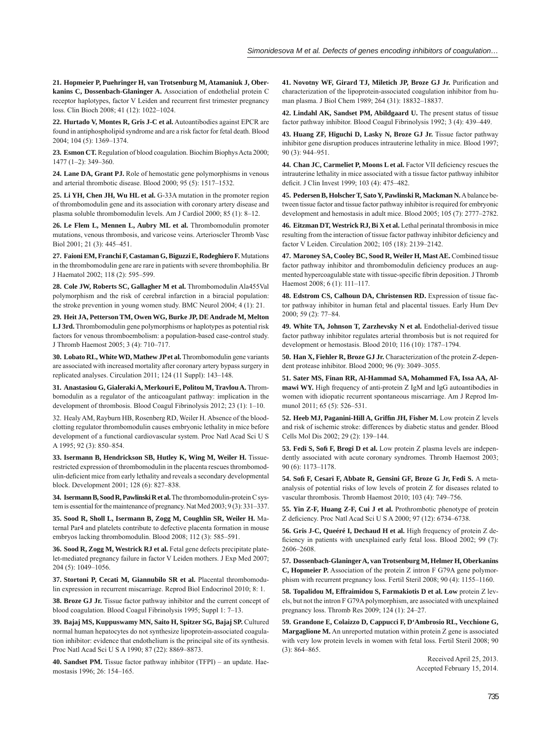**21. Hopmeier P, Puehringer H, van Trotsenburg M, Atamaniuk J, Oberkanins C, Dossenbach-Glaninger A.** Association of endothelial protein C receptor haplotypes, factor V Leiden and recurrent first trimester pregnancy loss. Clin Bioch 2008; 41 (12): 1022–1024.

**22. Hurtado V, Montes R, Gris J-C et al.** Autoantibodies against EPCR are found in antiphospholipid syndrome and are a risk factor for fetal death. Blood 2004; 104 (5): 1369–1374.

**23. Esmon CT.** Regulation of blood coagulation. Biochim Biophys Acta 2000; 1477 (1–2): 349–360.

**24. Lane DA, Grant PJ.** Role of hemostatic gene polymorphisms in venous and arterial thrombotic disease. Blood 2000; 95 (5): 1517–1532.

**25. Li YH, Chen JH, Wu HL et al.** G-33A mutation in the promoter region of thrombomodulin gene and its association with coronary artery disease and plasma soluble thrombomodulin levels. Am J Cardiol 2000; 85 (1): 8–12.

**26. Le Flem L, Mennen L, Aubry ML et al.** Thrombomodulin promoter mutations, venous thrombosis, and varicose veins. Arterioscler Thromb Vasc Biol 2001; 21 (3): 445–451.

**27. Faioni EM, Franchi F, Castaman G, Biguzzi E, Rodeghiero F.** Mutations in the thrombomodulin gene are rare in patients with severe thrombophilia. Br J Haematol 2002; 118 (2): 595–599.

**28. Cole JW, Roberts SC, Gallagher M et al.** Thrombomodulin Ala455Val polymorphism and the risk of cerebral infarction in a biracial population: the stroke prevention in young women study. BMC Neurol 2004; 4 (1): 21.

**29. Heit JA, Petterson TM, Owen WG, Burke JP, DE Andrade M, Melton LJ 3rd.** Thrombomodulin gene polymorphisms or haplotypes as potential risk factors for venous thromboembolism: a population-based case-control study. J Thromb Haemost 2005; 3 (4): 710–717.

**30. Lobato RL, White WD, Mathew JP et al.** Thrombomodulin gene variants are associated with increased mortality after coronary artery bypass surgery in replicated analyses. Circulation 2011; 124 (11 Suppl): 143–148.

**31. Anastasiou G, Gialeraki A, Merkouri E, Politou M, Travlou A.** Thrombomodulin as a regulator of the anticoagulant pathway: implication in the development of thrombosis. Blood Coagul Fibrinolysis 2012; 23 (1): 1–10.

32. Healy AM, Rayburn HB, Rosenberg RD, Weiler H. Absence of the blood-clotting regulator thrombomodulin causes embryonic lethality in mice before development of a functional cardiovascular system. Proc Natl Acad Sci U S A 1995; 92 (3): 850–854.

**33. Isermann B, Hendrickson SB, Hutley K, Wing M, Weiler H.** Tissue-restricted expression of thrombomodulin in the placenta rescues thrombomodulin-deficient mice from early lethality and reveals a secondary developmental block. Development 2001; 128 (6): 827–838.

**34. Isermann B, Sood R, Pawlinski R et al.** The thrombomodulin-protein C system is essential for the maintenance of pregnancy. Nat Med 2003; 9 (3): 331–337.

**35. Sood R, Sholl L, Isermann B, Zogg M, Coughlin SR, Weiler H.** Maternal Par4 and platelets contribute to defective placenta formation in mouse embryos lacking thrombomodulin. Blood 2008; 112 (3): 585–591.

**36. Sood R, Zogg M, Westrick RJ et al.** Fetal gene defects precipitate platelet-mediated pregnancy failure in factor V Leiden mothers. J Exp Med 2007; 204 (5): 1049–1056.

**37. Stortoni P, Cecati M, Giannubilo SR et al.** Placental thrombomodulin expression in recurrent miscarriage. Reprod Biol Endocrinol 2010; 8: 1.

**38. Broze GJ Jr.** Tissue factor pathway inhibitor and the current concept of blood coagulation. Blood Coagul Fibrinolysis 1995; Suppl 1: 7–13.

**39. Bajaj MS, Kuppuswamy MN, Saito H, Spitzer SG, Bajaj SP.** Cultured normal human hepatocytes do not synthesize lipoprotein-associated coagulation inhibitor: evidence that endothelium is the principal site of its synthesis. Proc Natl Acad Sci U S A 1990; 87 (22): 8869–8873.

**40. Sandset PM.** Tissue factor pathway inhibitor (TFPI) – an update. Haemostasis 1996; 26: 154–165.

**41. Novotny WF, Girard TJ, Miletich JP, Broze GJ Jr.** Purification and characterization of the lipoprotein-associated coagulation inhibitor from human plasma. J Biol Chem 1989; 264 (31): 18832–18837.

**42. Lindahl AK, Sandset PM, Abildgaard U.** The present status of tissue factor pathway inhibitor. Blood Coagul Fibrinolysis 1992; 3 (4): 439–449.

**43. Huang ZF, Higuchi D, Lasky N, Broze GJ Jr.** Tissue factor pathway inhibitor gene disruption produces intrauterine lethality in mice. Blood 1997; 90 (3): 944–951.

**44. Chan JC, Carmeliet P, Moons L et al.** Factor VII deficiency rescues the intrauterine lethality in mice associated with a tissue factor pathway inhibitor deficit. J Clin Invest 1999; 103 (4): 475–482.

**45. Pedersen B, Holscher T, Sato Y, Pawlinski R, Mackman N.** A balance between tissue factor and tissue factor pathway inhibitor is required for embryonic development and hemostasis in adult mice. Blood 2005; 105 (7): 2777–2782.

**46. Eitzman DT, Westrick RJ, Bi X et al.** Lethal perinatal thrombosis in mice resulting from the interaction of tissue factor pathway inhibitor deficiency and factor V Leiden. Circulation 2002; 105 (18): 2139–2142.

**47. Maroney SA, Cooley BC, Sood R, Weiler H, Mast AE.** Combined tissue factor pathway inhibitor and thrombomodulin deficiency produces an augmented hypercoagulable state with tissue-specific fibrin deposition. J Thromb Haemost 2008; 6 (1): 111–117.

**48. Edstrom CS, Calhoun DA, Christensen RD.** Expression of tissue factor pathway inhibitor in human fetal and placental tissues. Early Hum Dev 2000; 59 (2): 77–84.

**49. White TA, Johnson T, Zarzhevsky N et al.** Endothelial-derived tissue factor pathway inhibitor regulates arterial thrombosis but is not required for development or hemostasis. Blood 2010; 116 (10): 1787–1794.

**50. Han X, Fiehler R, Broze GJ Jr.** Characterization of the protein Z-dependent protease inhibitor. Blood 2000; 96 (9): 3049–3055.

**51. Sater MS, Finan RR, Al-Hammad SA, Mohammed FA, Issa AA, Almawi WY.** High frequency of anti-protein Z IgM and IgG autoantibodies in women with idiopatic recurrent spontaneous miscarriage. Am J Reprod Immunol 2011; 65 (5): 526–531.

**52. Heeb MJ, Paganini-Hill A, Griffin JH, Fisher M.** Low protein Z levels and risk of ischemic stroke: differences by diabetic status and gender. Blood Cells Mol Dis 2002; 29 (2): 139–144.

**53. Fedi S, Sofi F, Brogi D et al.** Low protein Z plasma levels are independently associated with acute coronary syndromes. Thromb Haemost 2003; 90 (6): 1173–1178.

**54. Sofi F, Cesari F, Abbate R, Gensini GF, Broze G Jr, Fedi S.** A meta-analysis of potential risks of low levels of protein Z for diseases related to vascular thrombosis. Thromb Haemost 2010; 103 (4): 749–756.

**55. Yin Z-F, Huang Z-F, Cui J et al.** Prothrombotic phenotype of protein Z deficiency. Proc Natl Acad Sci U S A 2000; 97 (12): 6734–6738.

**56. Gris J-C, Queéré I, Dechaud H et al.** High frequency of protein Z deficiency in patients with unexplained early fetal loss. Blood 2002; 99 (7): 2606–2608.

**57. Dossenbach-Glaninger A, van Trotsenburg M, Helmer H, Oberkanins C, Hopmeier P.** Association of the protein Z intron F G79A gene polymorphism with recurrent pregnancy loss. Fertil Steril 2008; 90 (4): 1155–1160.

**58. Topalidou M, Effraimidou S, Farmakiotis D et al. Low** protein Z levels, but not the intron F G79A polymorphism, are associated with unexplained pregnancy loss. Thromb Res 2009; 124 (1): 24–27.

**59. Grandone E, Colaizzo D, Cappucci F, D'Ambrosio RL, Vecchione G, Margaglione M.** An unreported mutation within protein Z gene is associated with very low protein levels in women with fetal loss. Fertil Steril 2008; 90 (3): 864–865.

Received April 25, 2013.
Accepted February 15, 2014.